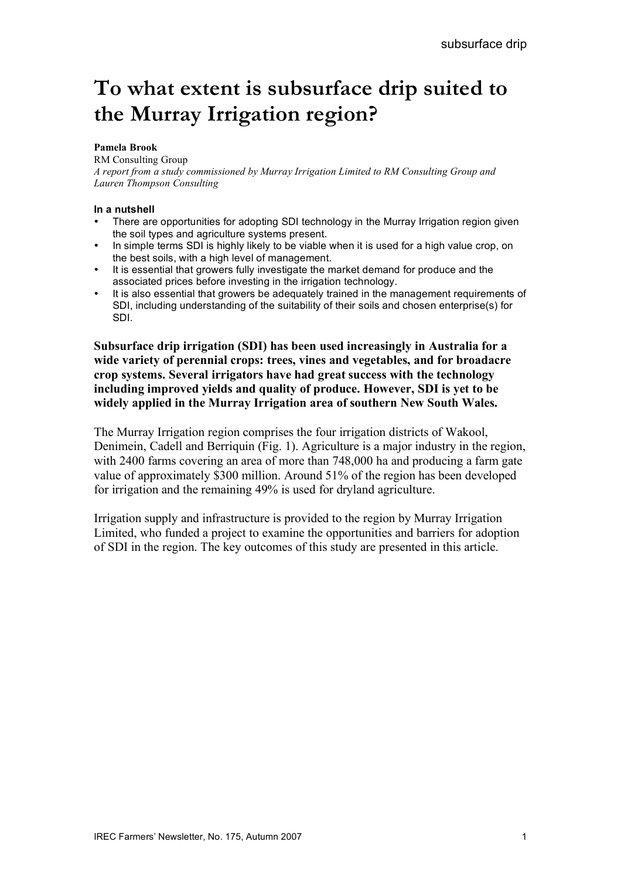# To what extent is subsurface drip suited to the Murray Irrigation region?

**Pamela Brook**
RM Consulting Group
*A report from a study commissioned by Murray Irrigation Limited to RM Consulting Group and Lauren Thompson Consulting*

**In a nutshell**

- There are opportunities for adopting SDI technology in the Murray Irrigation region given the soil types and agriculture systems present.
- In simple terms SDI is highly likely to be viable when it is used for a high value crop, on the best soils, with a high level of management.
- It is essential that growers fully investigate the market demand for produce and the associated prices before investing in the irrigation technology.
- It is also essential that growers be adequately trained in the management requirements of SDI, including understanding of the suitability of their soils and chosen enterprise(s) for SDI.

**Subsurface drip irrigation (SDI) has been used increasingly in Australia for a wide variety of perennial crops: trees, vines and vegetables, and for broadacre crop systems. Several irrigators have had great success with the technology including improved yields and quality of produce. However, SDI is yet to be widely applied in the Murray Irrigation area of southern New South Wales.**

The Murray Irrigation region comprises the four irrigation districts of Wakool, Denimein, Cadell and Berriquin (Fig. 1). Agriculture is a major industry in the region, with 2400 farms covering an area of more than 748,000 ha and producing a farm gate value of approximately $300 million. Around 51% of the region has been developed for irrigation and the remaining 49% is used for dryland agriculture.

Irrigation supply and infrastructure is provided to the region by Murray Irrigation Limited, who funded a project to examine the opportunities and barriers for adoption of SDI in the region. The key outcomes of this study are presented in this article.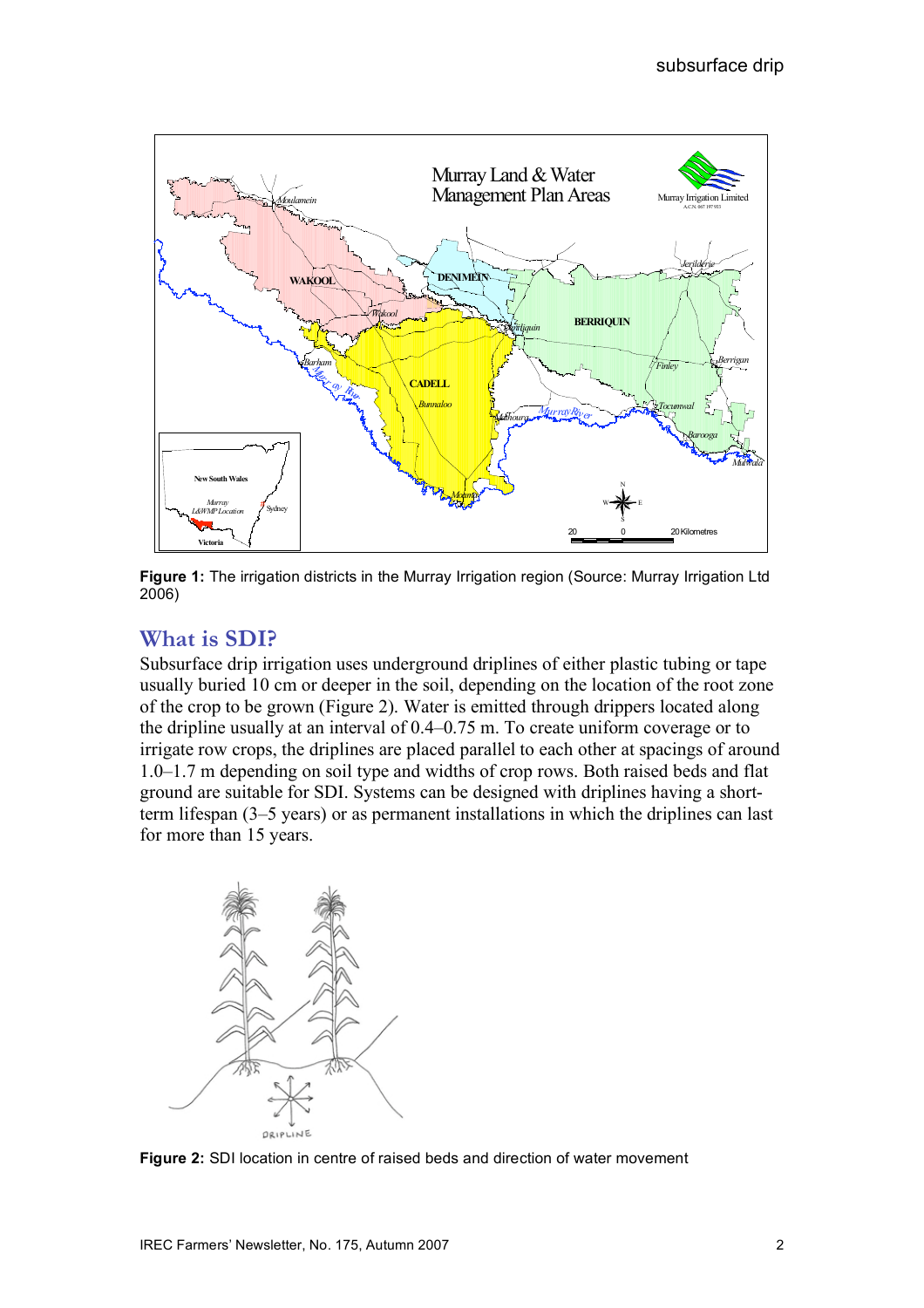**Figure 1:** The irrigation districts in the Murray Irrigation region (Source: Murray Irrigation Ltd 2006)

## What is SDI?

Subsurface drip irrigation uses underground driplines of either plastic tubing or tape usually buried 10 cm or deeper in the soil, depending on the location of the root zone of the crop to be grown (Figure 2). Water is emitted through drippers located along the dripline usually at an interval of 0.4–0.75 m. To create uniform coverage or to irrigate row crops, the driplines are placed parallel to each other at spacings of around 1.0–1.7 m depending on soil type and widths of crop rows. Both raised beds and flat ground are suitable for SDI. Systems can be designed with driplines having a short-term lifespan (3–5 years) or as permanent installations in which the driplines can last for more than 15 years.

**Figure 2:** SDI location in centre of raised beds and direction of water movement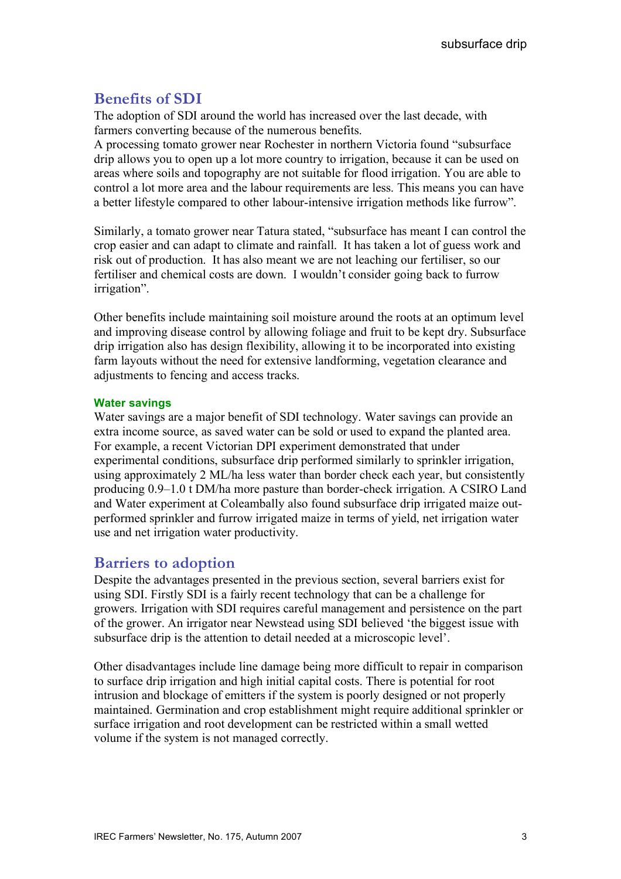## Benefits of SDI

The adoption of SDI around the world has increased over the last decade, with farmers converting because of the numerous benefits.
A processing tomato grower near Rochester in northern Victoria found "subsurface drip allows you to open up a lot more country to irrigation, because it can be used on areas where soils and topography are not suitable for flood irrigation. You are able to control a lot more area and the labour requirements are less. This means you can have a better lifestyle compared to other labour-intensive irrigation methods like furrow".

Similarly, a tomato grower near Tatura stated, "subsurface has meant I can control the crop easier and can adapt to climate and rainfall. It has taken a lot of guess work and risk out of production. It has also meant we are not leaching our fertiliser, so our fertiliser and chemical costs are down. I wouldn't consider going back to furrow irrigation".

Other benefits include maintaining soil moisture around the roots at an optimum level and improving disease control by allowing foliage and fruit to be kept dry. Subsurface drip irrigation also has design flexibility, allowing it to be incorporated into existing farm layouts without the need for extensive landforming, vegetation clearance and adjustments to fencing and access tracks.

### Water savings

Water savings are a major benefit of SDI technology. Water savings can provide an extra income source, as saved water can be sold or used to expand the planted area. For example, a recent Victorian DPI experiment demonstrated that under experimental conditions, subsurface drip performed similarly to sprinkler irrigation, using approximately 2 ML/ha less water than border check each year, but consistently producing 0.9–1.0 t DM/ha more pasture than border-check irrigation. A CSIRO Land and Water experiment at Coleambally also found subsurface drip irrigated maize out-performed sprinkler and furrow irrigated maize in terms of yield, net irrigation water use and net irrigation water productivity.

## Barriers to adoption

Despite the advantages presented in the previous section, several barriers exist for using SDI. Firstly SDI is a fairly recent technology that can be a challenge for growers. Irrigation with SDI requires careful management and persistence on the part of the grower. An irrigator near Newstead using SDI believed 'the biggest issue with subsurface drip is the attention to detail needed at a microscopic level'.

Other disadvantages include line damage being more difficult to repair in comparison to surface drip irrigation and high initial capital costs. There is potential for root intrusion and blockage of emitters if the system is poorly designed or not properly maintained. Germination and crop establishment might require additional sprinkler or surface irrigation and root development can be restricted within a small wetted volume if the system is not managed correctly.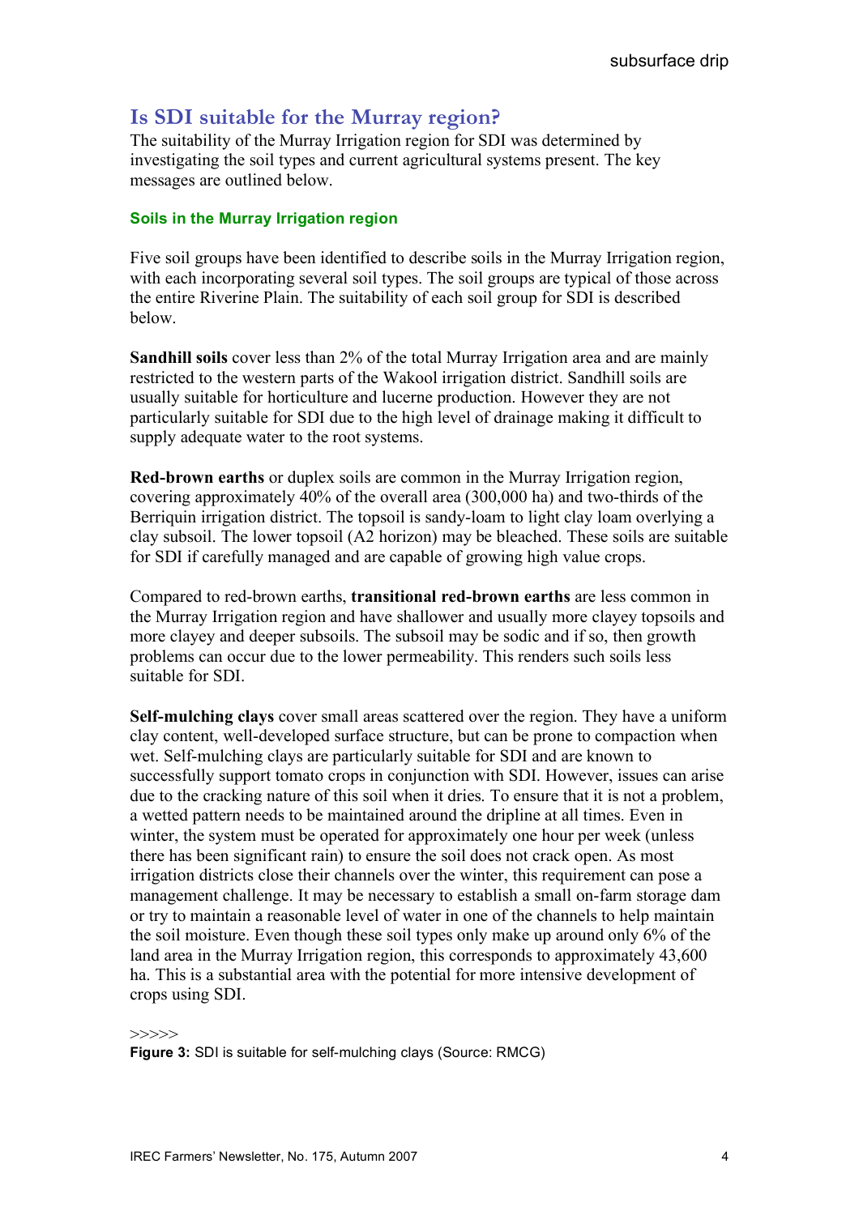## Is SDI suitable for the Murray region?

The suitability of the Murray Irrigation region for SDI was determined by investigating the soil types and current agricultural systems present. The key messages are outlined below.

### Soils in the Murray Irrigation region

Five soil groups have been identified to describe soils in the Murray Irrigation region, with each incorporating several soil types. The soil groups are typical of those across the entire Riverine Plain. The suitability of each soil group for SDI is described below.

**Sandhill soils** cover less than 2% of the total Murray Irrigation area and are mainly restricted to the western parts of the Wakool irrigation district. Sandhill soils are usually suitable for horticulture and lucerne production. However they are not particularly suitable for SDI due to the high level of drainage making it difficult to supply adequate water to the root systems.

**Red-brown earths** or duplex soils are common in the Murray Irrigation region, covering approximately 40% of the overall area (300,000 ha) and two-thirds of the Berriquin irrigation district. The topsoil is sandy-loam to light clay loam overlying a clay subsoil. The lower topsoil (A2 horizon) may be bleached. These soils are suitable for SDI if carefully managed and are capable of growing high value crops.

Compared to red-brown earths, **transitional red-brown earths** are less common in the Murray Irrigation region and have shallower and usually more clayey topsoils and more clayey and deeper subsoils. The subsoil may be sodic and if so, then growth problems can occur due to the lower permeability. This renders such soils less suitable for SDI.

**Self-mulching clays** cover small areas scattered over the region. They have a uniform clay content, well-developed surface structure, but can be prone to compaction when wet. Self-mulching clays are particularly suitable for SDI and are known to successfully support tomato crops in conjunction with SDI. However, issues can arise due to the cracking nature of this soil when it dries. To ensure that it is not a problem, a wetted pattern needs to be maintained around the dripline at all times. Even in winter, the system must be operated for approximately one hour per week (unless there has been significant rain) to ensure the soil does not crack open. As most irrigation districts close their channels over the winter, this requirement can pose a management challenge. It may be necessary to establish a small on-farm storage dam or try to maintain a reasonable level of water in one of the channels to help maintain the soil moisture. Even though these soil types only make up around only 6% of the land area in the Murray Irrigation region, this corresponds to approximately 43,600 ha. This is a substantial area with the potential for more intensive development of crops using SDI.

>>>>>

**Figure 3:** SDI is suitable for self-mulching clays (Source: RMCG)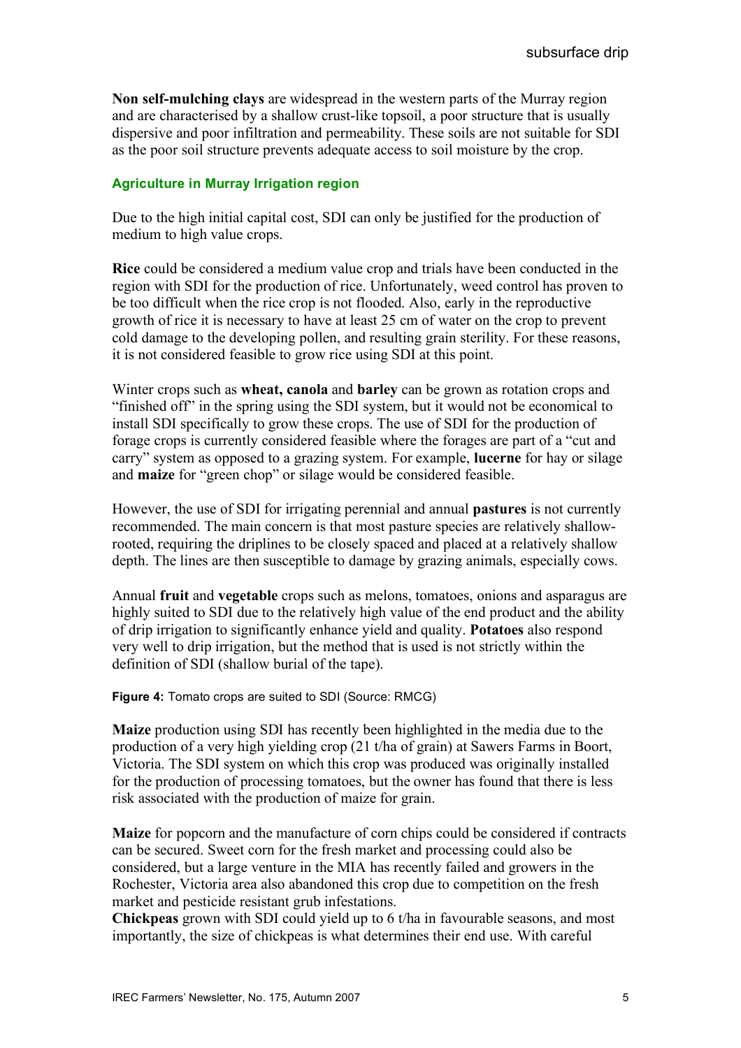**Non self-mulching clays** are widespread in the western parts of the Murray region and are characterised by a shallow crust-like topsoil, a poor structure that is usually dispersive and poor infiltration and permeability. These soils are not suitable for SDI as the poor soil structure prevents adequate access to soil moisture by the crop.

### Agriculture in Murray Irrigation region

Due to the high initial capital cost, SDI can only be justified for the production of medium to high value crops.

**Rice** could be considered a medium value crop and trials have been conducted in the region with SDI for the production of rice. Unfortunately, weed control has proven to be too difficult when the rice crop is not flooded. Also, early in the reproductive growth of rice it is necessary to have at least 25 cm of water on the crop to prevent cold damage to the developing pollen, and resulting grain sterility. For these reasons, it is not considered feasible to grow rice using SDI at this point.

Winter crops such as **wheat, canola** and **barley** can be grown as rotation crops and "finished off" in the spring using the SDI system, but it would not be economical to install SDI specifically to grow these crops. The use of SDI for the production of forage crops is currently considered feasible where the forages are part of a "cut and carry" system as opposed to a grazing system. For example, **lucerne** for hay or silage and **maize** for "green chop" or silage would be considered feasible.

However, the use of SDI for irrigating perennial and annual **pastures** is not currently recommended. The main concern is that most pasture species are relatively shallow-rooted, requiring the driplines to be closely spaced and placed at a relatively shallow depth. The lines are then susceptible to damage by grazing animals, especially cows.

Annual **fruit** and **vegetable** crops such as melons, tomatoes, onions and asparagus are highly suited to SDI due to the relatively high value of the end product and the ability of drip irrigation to significantly enhance yield and quality. **Potatoes** also respond very well to drip irrigation, but the method that is used is not strictly within the definition of SDI (shallow burial of the tape).

**Figure 4:** Tomato crops are suited to SDI (Source: RMCG)

**Maize** production using SDI has recently been highlighted in the media due to the production of a very high yielding crop (21 t/ha of grain) at Sawers Farms in Boort, Victoria. The SDI system on which this crop was produced was originally installed for the production of processing tomatoes, but the owner has found that there is less risk associated with the production of maize for grain.

**Maize** for popcorn and the manufacture of corn chips could be considered if contracts can be secured. Sweet corn for the fresh market and processing could also be considered, but a large venture in the MIA has recently failed and growers in the Rochester, Victoria area also abandoned this crop due to competition on the fresh market and pesticide resistant grub infestations.

**Chickpeas** grown with SDI could yield up to 6 t/ha in favourable seasons, and most importantly, the size of chickpeas is what determines their end use. With careful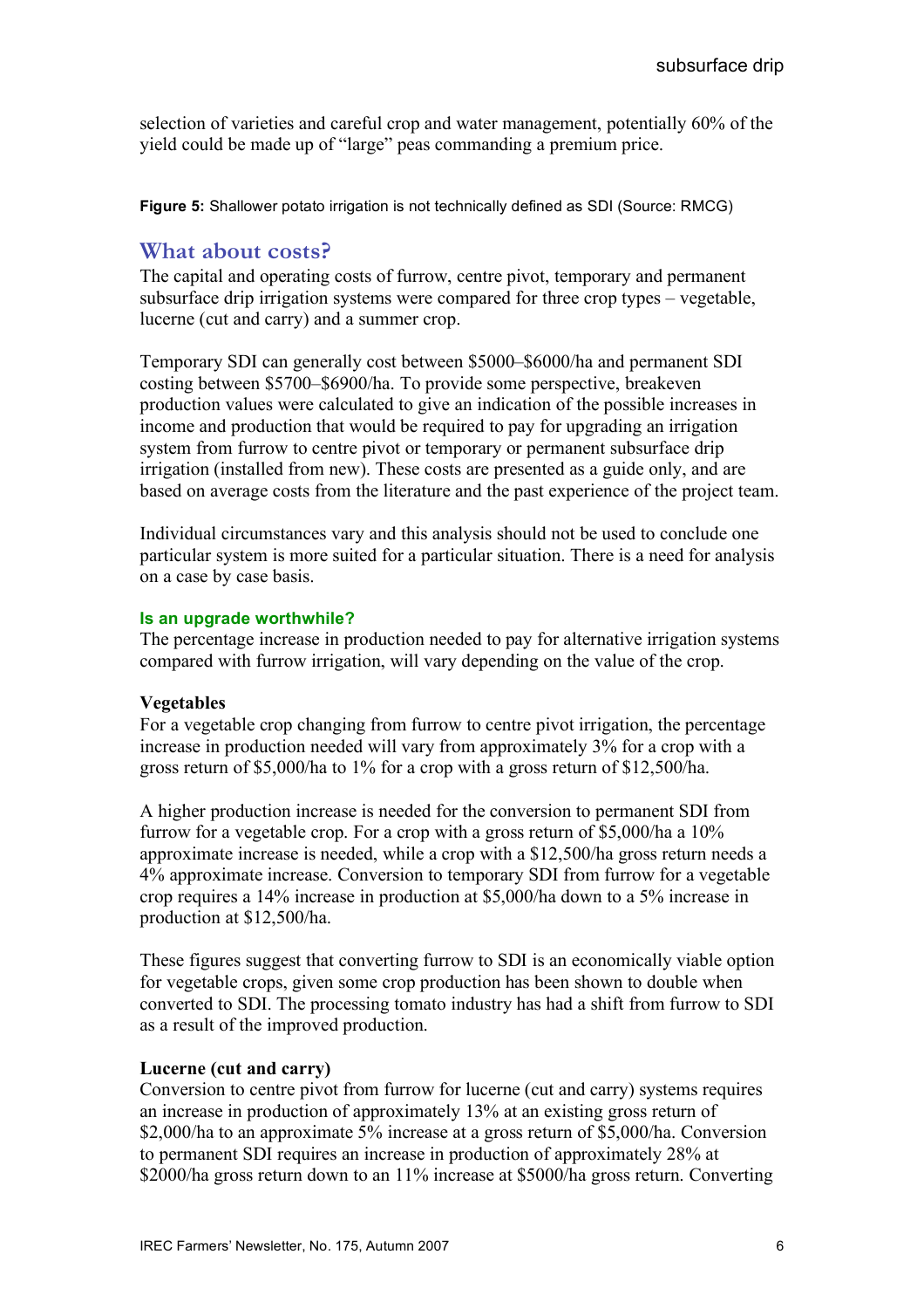selection of varieties and careful crop and water management, potentially 60% of the yield could be made up of "large" peas commanding a premium price.

**Figure 5:** Shallower potato irrigation is not technically defined as SDI (Source: RMCG)

## What about costs?

The capital and operating costs of furrow, centre pivot, temporary and permanent subsurface drip irrigation systems were compared for three crop types – vegetable, lucerne (cut and carry) and a summer crop.

Temporary SDI can generally cost between $5000–$6000/ha and permanent SDI costing between $5700–$6900/ha. To provide some perspective, breakeven production values were calculated to give an indication of the possible increases in income and production that would be required to pay for upgrading an irrigation system from furrow to centre pivot or temporary or permanent subsurface drip irrigation (installed from new). These costs are presented as a guide only, and are based on average costs from the literature and the past experience of the project team.

Individual circumstances vary and this analysis should not be used to conclude one particular system is more suited for a particular situation. There is a need for analysis on a case by case basis.

### Is an upgrade worthwhile?

The percentage increase in production needed to pay for alternative irrigation systems compared with furrow irrigation, will vary depending on the value of the crop.

**Vegetables**

For a vegetable crop changing from furrow to centre pivot irrigation, the percentage increase in production needed will vary from approximately 3% for a crop with a gross return of $5,000/ha to 1% for a crop with a gross return of $12,500/ha.

A higher production increase is needed for the conversion to permanent SDI from furrow for a vegetable crop. For a crop with a gross return of $5,000/ha a 10% approximate increase is needed, while a crop with a $12,500/ha gross return needs a 4% approximate increase. Conversion to temporary SDI from furrow for a vegetable crop requires a 14% increase in production at $5,000/ha down to a 5% increase in production at $12,500/ha.

These figures suggest that converting furrow to SDI is an economically viable option for vegetable crops, given some crop production has been shown to double when converted to SDI. The processing tomato industry has had a shift from furrow to SDI as a result of the improved production.

**Lucerne (cut and carry)**

Conversion to centre pivot from furrow for lucerne (cut and carry) systems requires an increase in production of approximately 13% at an existing gross return of $2,000/ha to an approximate 5% increase at a gross return of $5,000/ha. Conversion to permanent SDI requires an increase in production of approximately 28% at $2000/ha gross return down to an 11% increase at $5000/ha gross return. Converting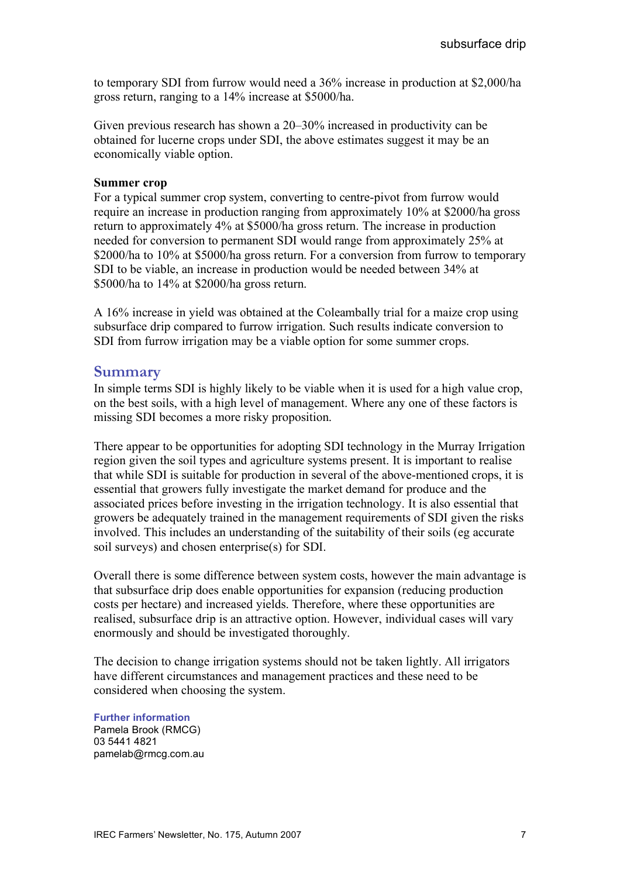to temporary SDI from furrow would need a 36% increase in production at $2,000/ha gross return, ranging to a 14% increase at $5000/ha.

Given previous research has shown a 20–30% increased in productivity can be obtained for lucerne crops under SDI, the above estimates suggest it may be an economically viable option.

**Summer crop**

For a typical summer crop system, converting to centre-pivot from furrow would require an increase in production ranging from approximately 10% at $2000/ha gross return to approximately 4% at $5000/ha gross return. The increase in production needed for conversion to permanent SDI would range from approximately 25% at $2000/ha to 10% at $5000/ha gross return. For a conversion from furrow to temporary SDI to be viable, an increase in production would be needed between 34% at $5000/ha to 14% at $2000/ha gross return.

A 16% increase in yield was obtained at the Coleambally trial for a maize crop using subsurface drip compared to furrow irrigation. Such results indicate conversion to SDI from furrow irrigation may be a viable option for some summer crops.

## Summary

In simple terms SDI is highly likely to be viable when it is used for a high value crop, on the best soils, with a high level of management. Where any one of these factors is missing SDI becomes a more risky proposition.

There appear to be opportunities for adopting SDI technology in the Murray Irrigation region given the soil types and agriculture systems present. It is important to realise that while SDI is suitable for production in several of the above-mentioned crops, it is essential that growers fully investigate the market demand for produce and the associated prices before investing in the irrigation technology. It is also essential that growers be adequately trained in the management requirements of SDI given the risks involved. This includes an understanding of the suitability of their soils (eg accurate soil surveys) and chosen enterprise(s) for SDI.

Overall there is some difference between system costs, however the main advantage is that subsurface drip does enable opportunities for expansion (reducing production costs per hectare) and increased yields. Therefore, where these opportunities are realised, subsurface drip is an attractive option. However, individual cases will vary enormously and should be investigated thoroughly.

The decision to change irrigation systems should not be taken lightly. All irrigators have different circumstances and management practices and these need to be considered when choosing the system.

**Further information**

Pamela Brook (RMCG)
03 5441 4821
pamelab@rmcg.com.au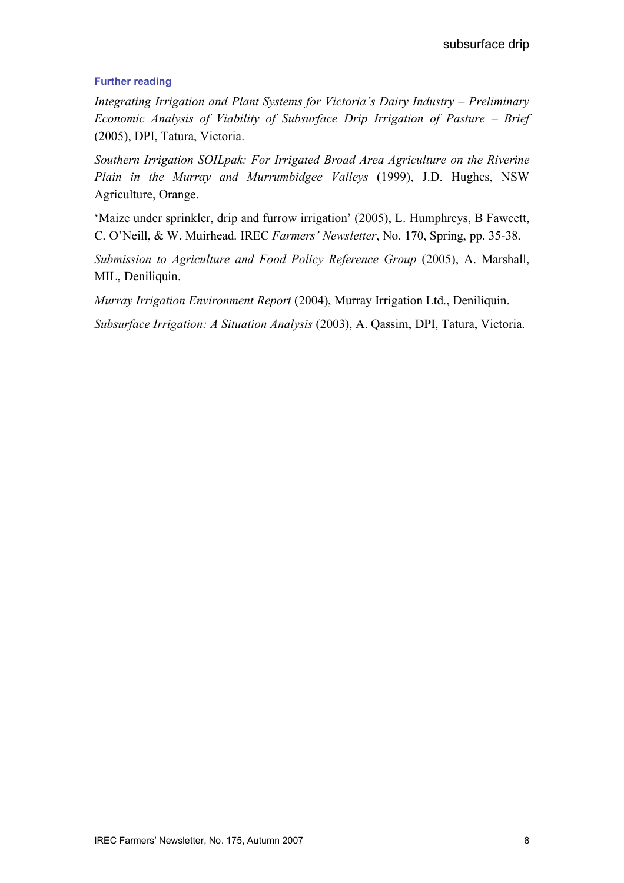### Further reading

*Integrating Irrigation and Plant Systems for Victoria's Dairy Industry – Preliminary Economic Analysis of Viability of Subsurface Drip Irrigation of Pasture – Brief* (2005), DPI, Tatura, Victoria.

*Southern Irrigation SOILpak: For Irrigated Broad Area Agriculture on the Riverine Plain in the Murray and Murrumbidgee Valleys* (1999), J.D. Hughes, NSW Agriculture, Orange.

'Maize under sprinkler, drip and furrow irrigation' (2005), L. Humphreys, B Fawcett, C. O'Neill, & W. Muirhead. IREC *Farmers' Newsletter*, No. 170, Spring, pp. 35-38.

*Submission to Agriculture and Food Policy Reference Group* (2005), A. Marshall, MIL, Deniliquin.

*Murray Irrigation Environment Report* (2004), Murray Irrigation Ltd., Deniliquin.

*Subsurface Irrigation: A Situation Analysis* (2003), A. Qassim, DPI, Tatura, Victoria.